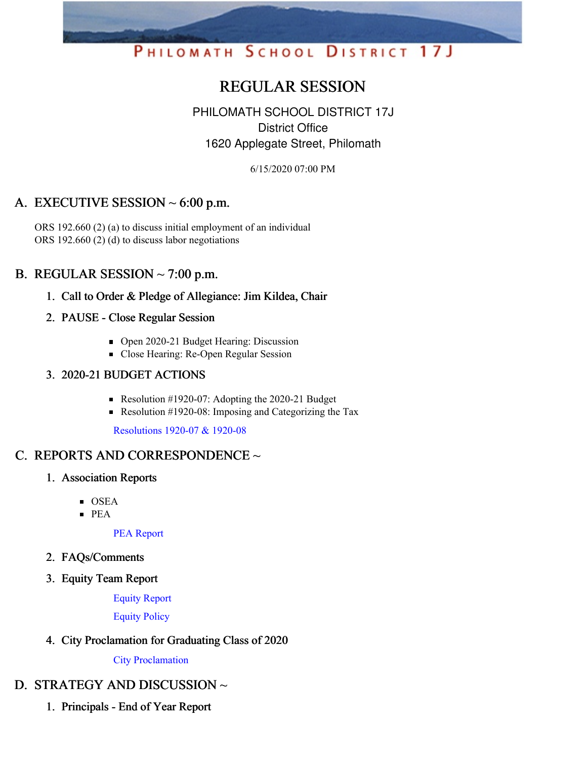PHILOMATH SCHOOL DISTRICT 17J

# REGULAR SESSION

PHILOMATH SCHOOL DISTRICT 17J
District Office
1620 Applegate Street, Philomath

6/15/2020 07:00 PM

## A. EXECUTIVE SESSION ~ 6:00 p.m.

ORS 192.660 (2) (a) to discuss initial employment of an individual
ORS 192.660 (2) (d) to discuss labor negotiations

## B. REGULAR SESSION ~ 7:00 p.m.

### 1. Call to Order & Pledge of Allegiance: Jim Kildea, Chair

### 2. PAUSE - Close Regular Session

- Open 2020-21 Budget Hearing: Discussion
- Close Hearing: Re-Open Regular Session

### 3. 2020-21 BUDGET ACTIONS

- Resolution #1920-07: Adopting the 2020-21 Budget
- Resolution #1920-08: Imposing and Categorizing the Tax

Resolutions 1920-07 & 1920-08

## C. REPORTS AND CORRESPONDENCE ~

### 1. Association Reports

- OSEA
- PEA

PEA Report

### 2. FAQs/Comments

### 3. Equity Team Report

Equity Report

Equity Policy

### 4. City Proclamation for Graduating Class of 2020

City Proclamation

## D. STRATEGY AND DISCUSSION ~

### 1. Principals - End of Year Report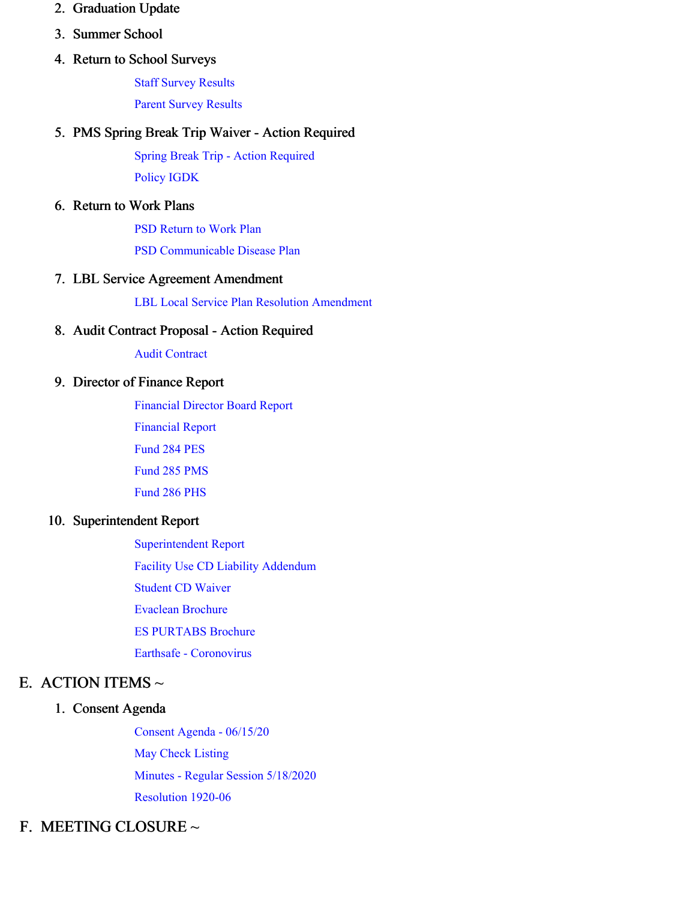2. Graduation Update
3. Summer School
4. Return to School Surveys
   - Staff Survey Results
   - Parent Survey Results
5. PMS Spring Break Trip Waiver - Action Required
   - Spring Break Trip - Action Required
   - Policy IGDK
6. Return to Work Plans
   - PSD Return to Work Plan
   - PSD Communicable Disease Plan
7. LBL Service Agreement Amendment
   - LBL Local Service Plan Resolution Amendment
8. Audit Contract Proposal - Action Required
   - Audit Contract
9. Director of Finance Report
   - Financial Director Board Report
   - Financial Report
   - Fund 284 PES
   - Fund 285 PMS
   - Fund 286 PHS
10. Superintendent Report
    - Superintendent Report
    - Facility Use CD Liability Addendum
    - Student CD Waiver
    - Evaclean Brochure
    - ES PURTABS Brochure
    - Earthsafe - Coronovirus

## E. ACTION ITEMS ~

1. Consent Agenda
   - Consent Agenda - 06/15/20
   - May Check Listing
   - Minutes - Regular Session 5/18/2020
   - Resolution 1920-06

## F. MEETING CLOSURE ~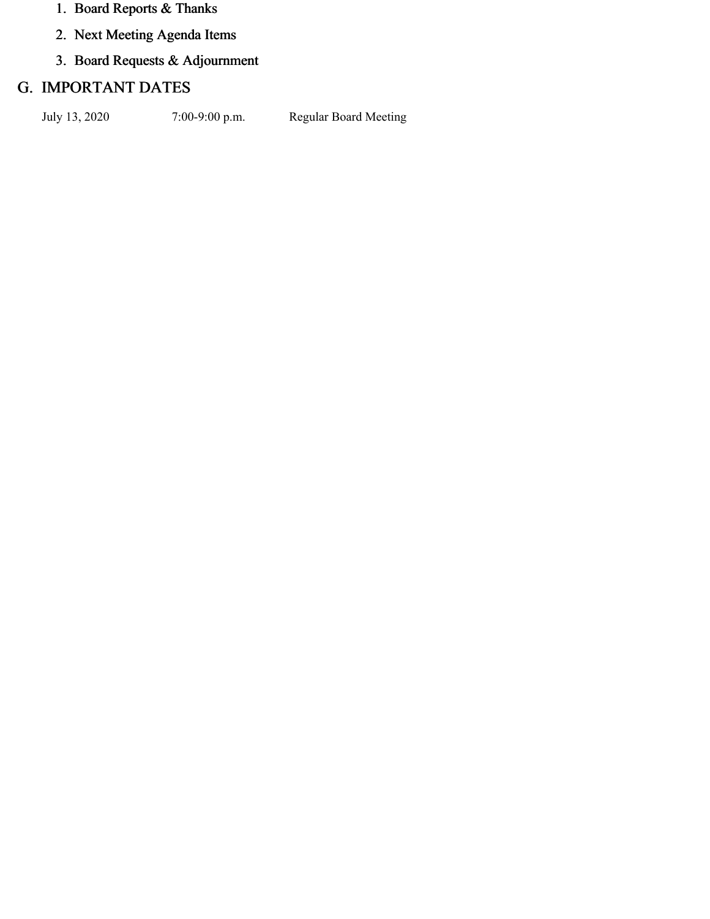1. Board Reports & Thanks
2. Next Meeting Agenda Items
3. Board Requests & Adjournment

## G. IMPORTANT DATES

| | | |
|---|---|---|
| July 13, 2020 | 7:00-9:00 p.m. | Regular Board Meeting |